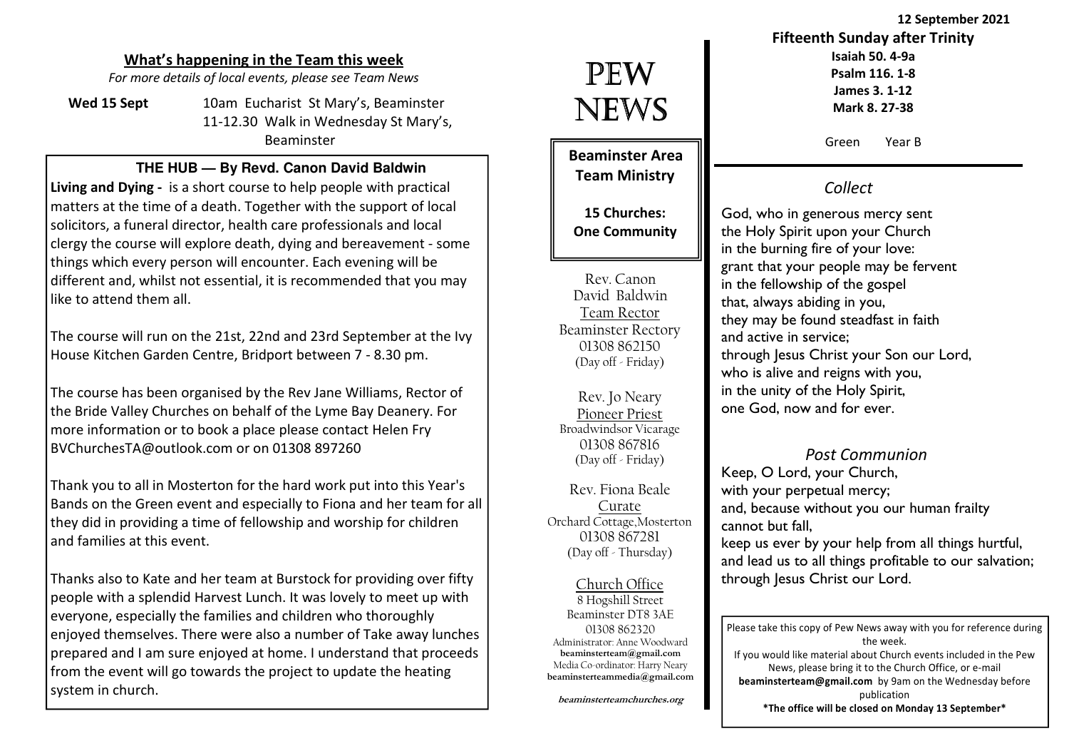## What's happening in the Team this week

*For more details of local events, please see Team News*

**Wed 15 Sept** 10am Eucharist St Mary's, Beaminster
11-12.30 Walk in Wednesday St Mary's, Beaminster

### THE HUB — By Revd. Canon David Baldwin

**Living and Dying -** is a short course to help people with practical matters at the time of a death. Together with the support of local solicitors, a funeral director, health care professionals and local clergy the course will explore death, dying and bereavement - some things which every person will encounter. Each evening will be different and, whilst not essential, it is recommended that you may like to attend them all.

The course will run on the 21st, 22nd and 23rd September at the Ivy House Kitchen Garden Centre, Bridport between 7 - 8.30 pm.

The course has been organised by the Rev Jane Williams, Rector of the Bride Valley Churches on behalf of the Lyme Bay Deanery. For more information or to book a place please contact Helen Fry BVChurchesTA@outlook.com or on 01308 897260

Thank you to all in Mosterton for the hard work put into this Year's Bands on the Green event and especially to Fiona and her team for all they did in providing a time of fellowship and worship for children and families at this event.

Thanks also to Kate and her team at Burstock for providing over fifty people with a splendid Harvest Lunch. It was lovely to meet up with everyone, especially the families and children who thoroughly enjoyed themselves. There were also a number of Take away lunches prepared and I am sure enjoyed at home. I understand that proceeds from the event will go towards the project to update the heating system in church.

# PEW NEWS

**Beaminster Area Team Ministry**

**15 Churches: One Community**

Rev. Canon David Baldwin
Team Rector
Beaminster Rectory
01308 862150
(Day off - Friday)

Rev. Jo Neary
Pioneer Priest
Broadwindsor Vicarage
01308 867816
(Day off - Friday)

Rev. Fiona Beale
Curate
Orchard Cottage, Mosterton
01308 867281
(Day off - Thursday)

Church Office
8 Hogshill Street
Beaminster DT8 3AE
01308 862320
Administrator: Anne Woodward
**beaminsterteam@gmail.com**
Media Co-ordinator: Harry Neary
**beaminsterteammedia@gmail.com**

**beaminsterteamchurches.org**

**12 September 2021**

**Fifteenth Sunday after Trinity**

**Isaiah 50. 4-9a**
**Psalm 116. 1-8**
**James 3. 1-12**
**Mark 8. 27-38**

Green Year B

### *Collect*

God, who in generous mercy sent
the Holy Spirit upon your Church
in the burning fire of your love:
grant that your people may be fervent
in the fellowship of the gospel
that, always abiding in you,
they may be found steadfast in faith
and active in service;
through Jesus Christ your Son our Lord,
who is alive and reigns with you,
in the unity of the Holy Spirit,
one God, now and for ever.

### *Post Communion*

Keep, O Lord, your Church,
with your perpetual mercy;
and, because without you our human frailty cannot but fall,
keep us ever by your help from all things hurtful,
and lead us to all things profitable to our salvation;
through Jesus Christ our Lord.

Please take this copy of Pew News away with you for reference during the week.
If you would like material about Church events included in the Pew News, please bring it to the Church Office, or e-mail **beaminsterteam@gmail.com** by 9am on the Wednesday before publication

**\*The office will be closed on Monday 13 September\***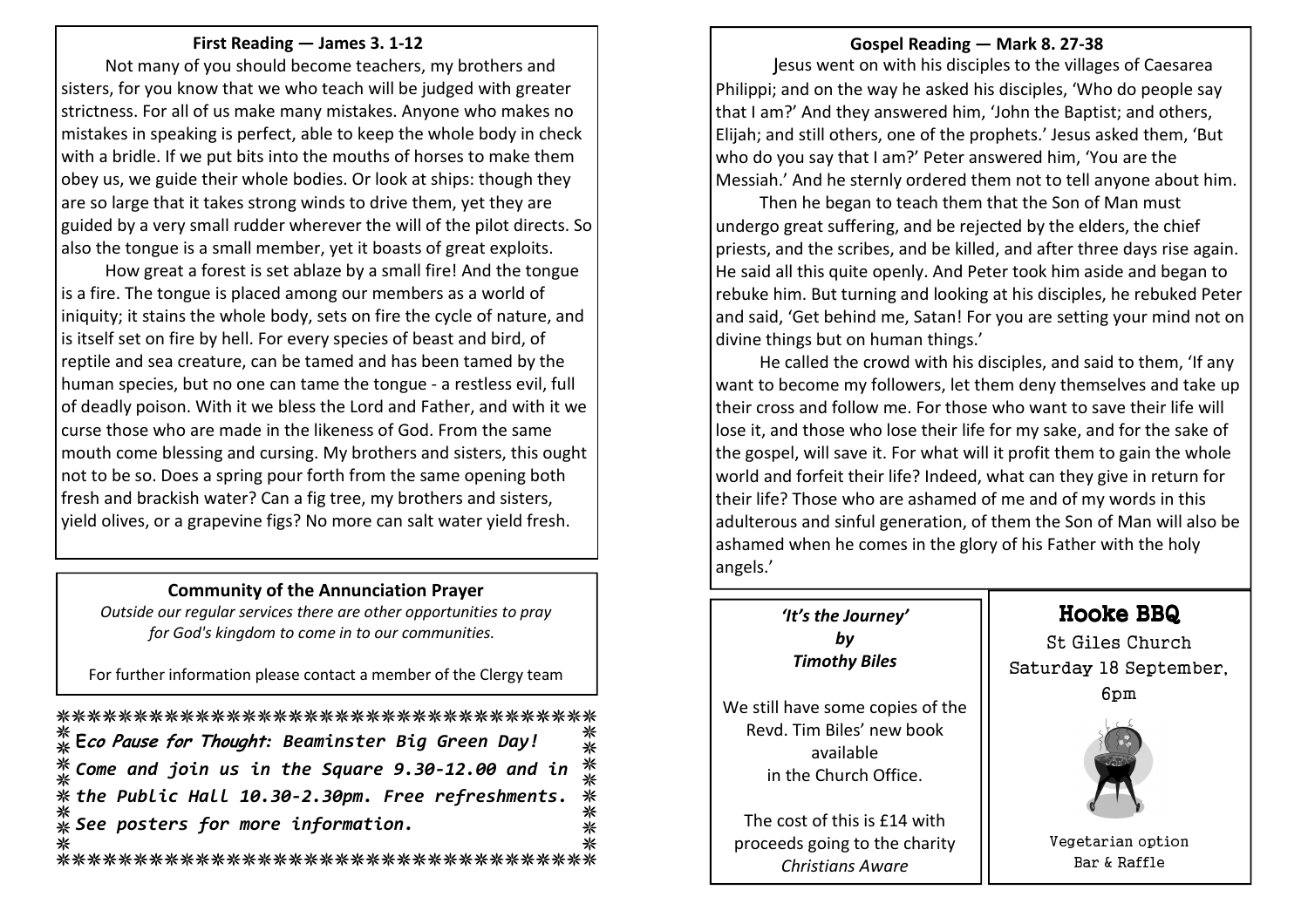**First Reading — James 3. 1-12**

Not many of you should become teachers, my brothers and sisters, for you know that we who teach will be judged with greater strictness. For all of us make many mistakes. Anyone who makes no mistakes in speaking is perfect, able to keep the whole body in check with a bridle. If we put bits into the mouths of horses to make them obey us, we guide their whole bodies. Or look at ships: though they are so large that it takes strong winds to drive them, yet they are guided by a very small rudder wherever the will of the pilot directs. So also the tongue is a small member, yet it boasts of great exploits.

How great a forest is set ablaze by a small fire! And the tongue is a fire. The tongue is placed among our members as a world of iniquity; it stains the whole body, sets on fire the cycle of nature, and is itself set on fire by hell. For every species of beast and bird, of reptile and sea creature, can be tamed and has been tamed by the human species, but no one can tame the tongue - a restless evil, full of deadly poison. With it we bless the Lord and Father, and with it we curse those who are made in the likeness of God. From the same mouth come blessing and cursing. My brothers and sisters, this ought not to be so. Does a spring pour forth from the same opening both fresh and brackish water? Can a fig tree, my brothers and sisters, yield olives, or a grapevine figs? No more can salt water yield fresh.

**Community of the Annunciation Prayer**

*Outside our regular services there are other opportunities to pray for God's kingdom to come in to our communities.*

For further information please contact a member of the Clergy team

***Eco Pause for Thought: Beaminster Big Green Day! Come and join us in the Square 9.30-12.00 and in the Public Hall 10.30-2.30pm. Free refreshments. See posters for more information.***

**Gospel Reading — Mark 8. 27-38**

Jesus went on with his disciples to the villages of Caesarea Philippi; and on the way he asked his disciples, 'Who do people say that I am?' And they answered him, 'John the Baptist; and others, Elijah; and still others, one of the prophets.' Jesus asked them, 'But who do you say that I am?' Peter answered him, 'You are the Messiah.' And he sternly ordered them not to tell anyone about him.

Then he began to teach them that the Son of Man must undergo great suffering, and be rejected by the elders, the chief priests, and the scribes, and be killed, and after three days rise again. He said all this quite openly. And Peter took him aside and began to rebuke him. But turning and looking at his disciples, he rebuked Peter and said, 'Get behind me, Satan! For you are setting your mind not on divine things but on human things.'

He called the crowd with his disciples, and said to them, 'If any want to become my followers, let them deny themselves and take up their cross and follow me. For those who want to save their life will lose it, and those who lose their life for my sake, and for the sake of the gospel, will save it. For what will it profit them to gain the whole world and forfeit their life? Indeed, what can they give in return for their life? Those who are ashamed of me and of my words in this adulterous and sinful generation, of them the Son of Man will also be ashamed when he comes in the glory of his Father with the holy angels.'

***'It's the Journey'***
***by***
***Timothy Biles***

We still have some copies of the Revd. Tim Biles' new book available in the Church Office.

The cost of this is £14 with proceeds going to the charity *Christians Aware*

**Hooke BBQ**

St Giles Church
Saturday 18 September, 6pm

Vegetarian option
Bar & Raffle